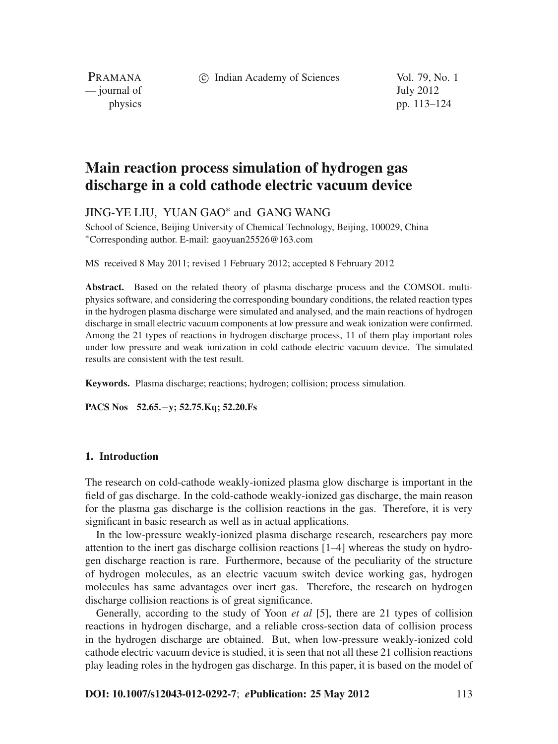# Main reaction process simulation of hydrogen gas discharge in a cold cathode electric vacuum device

JING-YE LIU, YUAN GAO* and GANG WANG

School of Science, Beijing University of Chemical Technology, Beijing, 100029, China
*Corresponding author. E-mail: gaoyuan25526@163.com

MS received 8 May 2011; revised 1 February 2012; accepted 8 February 2012

**Abstract.** Based on the related theory of plasma discharge process and the COMSOL multi-physics software, and considering the corresponding boundary conditions, the related reaction types in the hydrogen plasma discharge were simulated and analysed, and the main reactions of hydrogen discharge in small electric vacuum components at low pressure and weak ionization were confirmed. Among the 21 types of reactions in hydrogen discharge process, 11 of them play important roles under low pressure and weak ionization in cold cathode electric vacuum device. The simulated results are consistent with the test result.

**Keywords.** Plasma discharge; reactions; hydrogen; collision; process simulation.

**PACS Nos** 52.65.−y; 52.75.Kq; 52.20.Fs

## 1. Introduction

The research on cold-cathode weakly-ionized plasma glow discharge is important in the field of gas discharge. In the cold-cathode weakly-ionized gas discharge, the main reason for the plasma gas discharge is the collision reactions in the gas. Therefore, it is very significant in basic research as well as in actual applications.

In the low-pressure weakly-ionized plasma discharge research, researchers pay more attention to the inert gas discharge collision reactions [1–4] whereas the study on hydrogen discharge reaction is rare. Furthermore, because of the peculiarity of the structure of hydrogen molecules, as an electric vacuum switch device working gas, hydrogen molecules has same advantages over inert gas. Therefore, the research on hydrogen discharge collision reactions is of great significance.

Generally, according to the study of Yoon *et al* [5], there are 21 types of collision reactions in hydrogen discharge, and a reliable cross-section data of collision process in the hydrogen discharge are obtained. But, when low-pressure weakly-ionized cold cathode electric vacuum device is studied, it is seen that not all these 21 collision reactions play leading roles in the hydrogen gas discharge. In this paper, it is based on the model of

**DOI: 10.1007/s12043-012-0292-7**; ***e*Publication: 25 May 2012**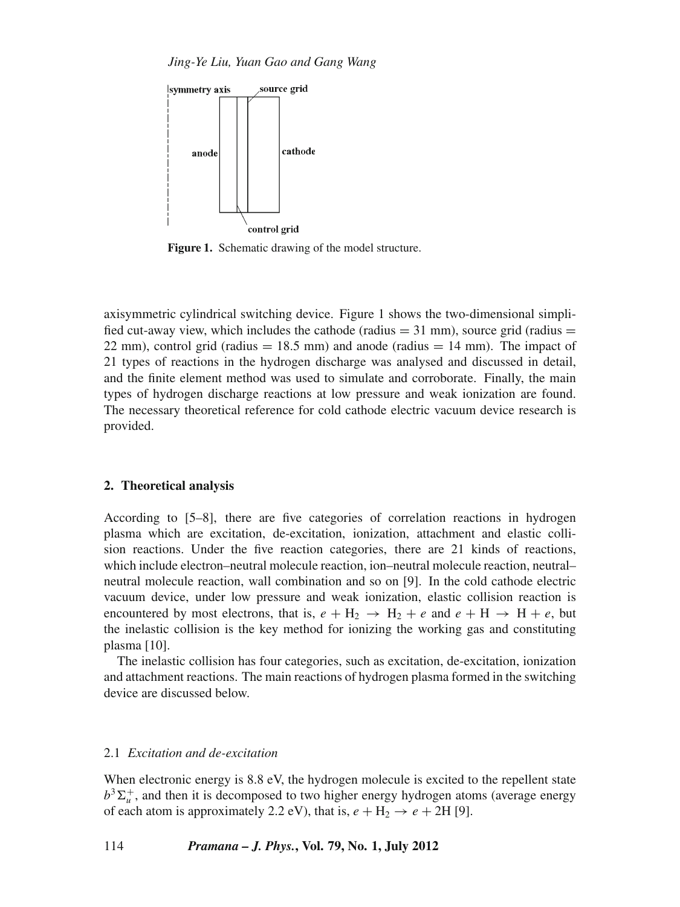Figure 1. Schematic drawing of the model structure.

axisymmetric cylindrical switching device. Figure 1 shows the two-dimensional simplified cut-away view, which includes the cathode (radius = 31 mm), source grid (radius = 22 mm), control grid (radius = 18.5 mm) and anode (radius = 14 mm). The impact of 21 types of reactions in the hydrogen discharge was analysed and discussed in detail, and the finite element method was used to simulate and corroborate. Finally, the main types of hydrogen discharge reactions at low pressure and weak ionization are found. The necessary theoretical reference for cold cathode electric vacuum device research is provided.

## 2. Theoretical analysis

According to [5–8], there are five categories of correlation reactions in hydrogen plasma which are excitation, de-excitation, ionization, attachment and elastic collision reactions. Under the five reaction categories, there are 21 kinds of reactions, which include electron–neutral molecule reaction, ion–neutral molecule reaction, neutral–neutral molecule reaction, wall combination and so on [9]. In the cold cathode electric vacuum device, under low pressure and weak ionization, elastic collision reaction is encountered by most electrons, that is, $e + H_2 \rightarrow H_2 + e$ and $e + H \rightarrow H + e$, but the inelastic collision is the key method for ionizing the working gas and constituting plasma [10].

The inelastic collision has four categories, such as excitation, de-excitation, ionization and attachment reactions. The main reactions of hydrogen plasma formed in the switching device are discussed below.

### 2.1 *Excitation and de-excitation*

When electronic energy is 8.8 eV, the hydrogen molecule is excited to the repellent state $b^3\Sigma_u^+$, and then it is decomposed to two higher energy hydrogen atoms (average energy of each atom is approximately 2.2 eV), that is, $e + H_2 \rightarrow e + 2H$ [9].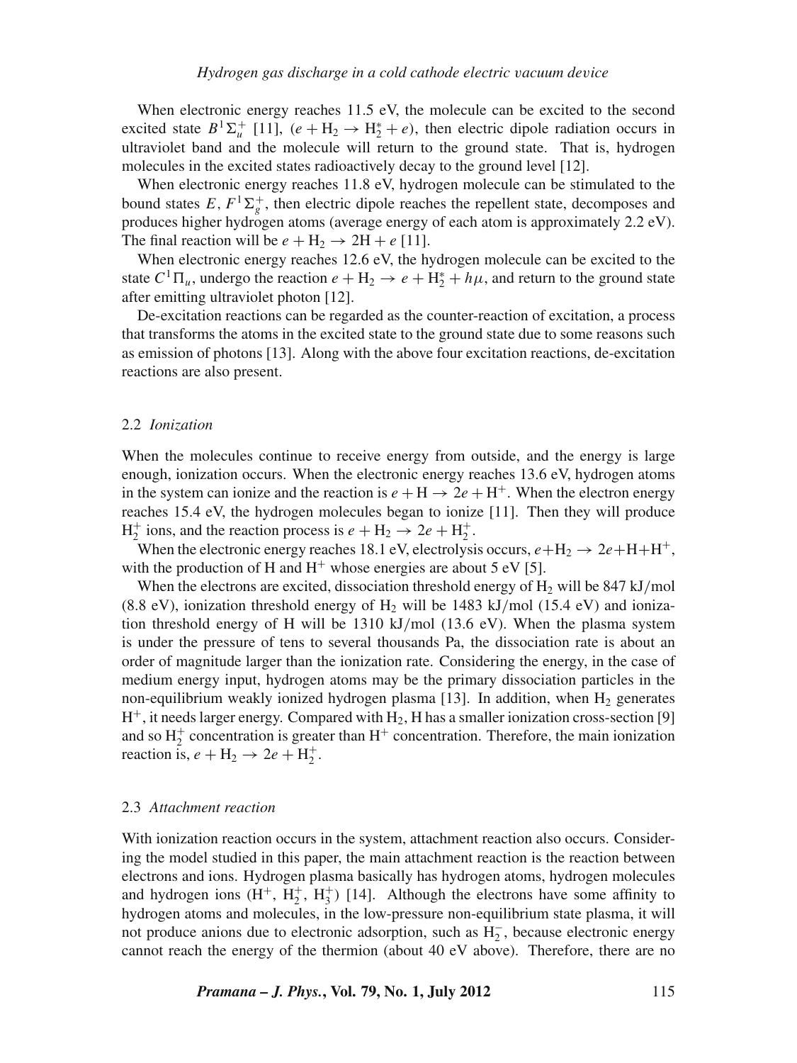When electronic energy reaches 11.5 eV, the molecule can be excited to the second excited state $B^1\Sigma_u^+$ [11], ($e + H_2 \rightarrow H_2^* + e$), then electric dipole radiation occurs in ultraviolet band and the molecule will return to the ground state. That is, hydrogen molecules in the excited states radioactively decay to the ground level [12].

When electronic energy reaches 11.8 eV, hydrogen molecule can be stimulated to the bound states $E, F^1\Sigma_g^+$, then electric dipole reaches the repellent state, decomposes and produces higher hydrogen atoms (average energy of each atom is approximately 2.2 eV). The final reaction will be $e + H_2 \rightarrow 2H + e$ [11].

When electronic energy reaches 12.6 eV, the hydrogen molecule can be excited to the state $C^1\Pi_u$, undergo the reaction $e + H_2 \rightarrow e + H_2^* + h\mu$, and return to the ground state after emitting ultraviolet photon [12].

De-excitation reactions can be regarded as the counter-reaction of excitation, a process that transforms the atoms in the excited state to the ground state due to some reasons such as emission of photons [13]. Along with the above four excitation reactions, de-excitation reactions are also present.

### 2.2 *Ionization*

When the molecules continue to receive energy from outside, and the energy is large enough, ionization occurs. When the electronic energy reaches 13.6 eV, hydrogen atoms in the system can ionize and the reaction is $e + H \rightarrow 2e + H^+$. When the electron energy reaches 15.4 eV, the hydrogen molecules began to ionize [11]. Then they will produce $H_2^+$ ions, and the reaction process is $e + H_2 \rightarrow 2e + H_2^+$.

When the electronic energy reaches 18.1 eV, electrolysis occurs, $e + H_2 \rightarrow 2e + H + H^+$, with the production of H and $H^+$ whose energies are about 5 eV [5].

When the electrons are excited, dissociation threshold energy of $H_2$ will be 847 kJ/mol (8.8 eV), ionization threshold energy of $H_2$ will be 1483 kJ/mol (15.4 eV) and ionization threshold energy of H will be 1310 kJ/mol (13.6 eV). When the plasma system is under the pressure of tens to several thousands Pa, the dissociation rate is about an order of magnitude larger than the ionization rate. Considering the energy, in the case of medium energy input, hydrogen atoms may be the primary dissociation particles in the non-equilibrium weakly ionized hydrogen plasma [13]. In addition, when $H_2$ generates $H^+$, it needs larger energy. Compared with $H_2$, H has a smaller ionization cross-section [9] and so $H_2^+$ concentration is greater than $H^+$ concentration. Therefore, the main ionization reaction is, $e + H_2 \rightarrow 2e + H_2^+$.

### 2.3 *Attachment reaction*

With ionization reaction occurs in the system, attachment reaction also occurs. Considering the model studied in this paper, the main attachment reaction is the reaction between electrons and ions. Hydrogen plasma basically has hydrogen atoms, hydrogen molecules and hydrogen ions ($H^+$, $H_2^+$, $H_3^+$) [14]. Although the electrons have some affinity to hydrogen atoms and molecules, in the low-pressure non-equilibrium state plasma, it will not produce anions due to electronic adsorption, such as $H_2^-$, because electronic energy cannot reach the energy of the thermion (about 40 eV above). Therefore, there are no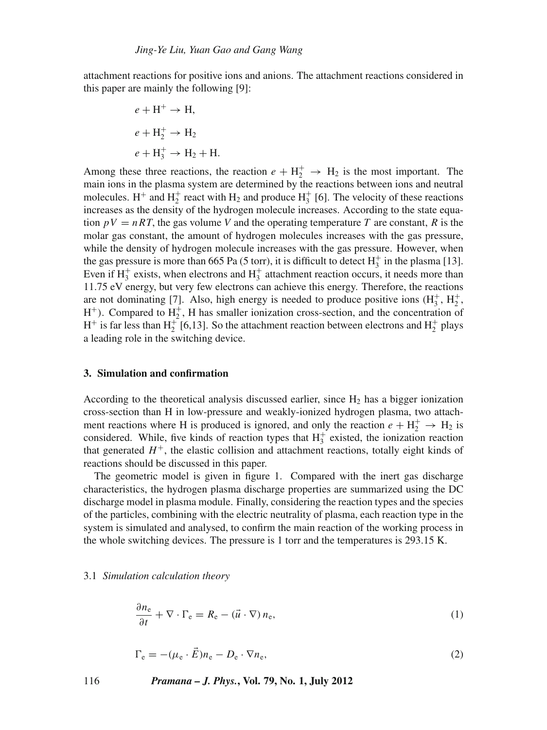attachment reactions for positive ions and anions. The attachment reactions considered in this paper are mainly the following [9]:

$$e + \mathrm{H}^+ \rightarrow \mathrm{H},$$

$$e + \mathrm{H}_2^+ \rightarrow \mathrm{H}_2$$

$$e + \mathrm{H}_3^+ \rightarrow \mathrm{H}_2 + \mathrm{H}.$$

Among these three reactions, the reaction $e + \mathrm{H}_2^+ \rightarrow \mathrm{H}_2$ is the most important. The main ions in the plasma system are determined by the reactions between ions and neutral molecules. $\mathrm{H}^+$ and $\mathrm{H}_2^+$ react with $\mathrm{H}_2$ and produce $\mathrm{H}_3^+$ [6]. The velocity of these reactions increases as the density of the hydrogen molecule increases. According to the state equation $pV = nRT$, the gas volume $V$ and the operating temperature $T$ are constant, $R$ is the molar gas constant, the amount of hydrogen molecules increases with the gas pressure, while the density of hydrogen molecule increases with the gas pressure. However, when the gas pressure is more than 665 Pa (5 torr), it is difficult to detect $\mathrm{H}_3^+$ in the plasma [13]. Even if $\mathrm{H}_3^+$ exists, when electrons and $\mathrm{H}_3^+$ attachment reaction occurs, it needs more than 11.75 eV energy, but very few electrons can achieve this energy. Therefore, the reactions are not dominating [7]. Also, high energy is needed to produce positive ions ($\mathrm{H}_3^+$, $\mathrm{H}_2^+$, $\mathrm{H}^+$). Compared to $\mathrm{H}_2^+$, H has smaller ionization cross-section, and the concentration of $\mathrm{H}^+$ is far less than $\mathrm{H}_2^+$ [6,13]. So the attachment reaction between electrons and $\mathrm{H}_2^+$ plays a leading role in the switching device.

## 3. Simulation and confirmation

According to the theoretical analysis discussed earlier, since $\mathrm{H}_2$ has a bigger ionization cross-section than H in low-pressure and weakly-ionized hydrogen plasma, two attachment reactions where H is produced is ignored, and only the reaction $e + \mathrm{H}_2^+ \rightarrow \mathrm{H}_2$ is considered. While, five kinds of reaction types that $\mathrm{H}_3^+$ existed, the ionization reaction that generated $H^+$, the elastic collision and attachment reactions, totally eight kinds of reactions should be discussed in this paper.

The geometric model is given in figure 1. Compared with the inert gas discharge characteristics, the hydrogen plasma discharge properties are summarized using the DC discharge model in plasma module. Finally, considering the reaction types and the species of the particles, combining with the electric neutrality of plasma, each reaction type in the system is simulated and analysed, to confirm the main reaction of the working process in the whole switching devices. The pressure is 1 torr and the temperatures is 293.15 K.

### 3.1 *Simulation calculation theory*

$$\frac{\partial n_\mathrm{e}}{\partial t} + \nabla \cdot \Gamma_\mathrm{e} = R_\mathrm{e} - (\vec{u} \cdot \nabla)\, n_\mathrm{e}, \tag{1}$$

$$\Gamma_\mathrm{e} = -(\mu_\mathrm{e} \cdot \vec{E}) n_\mathrm{e} - D_\mathrm{e} \cdot \nabla n_\mathrm{e}, \tag{2}$$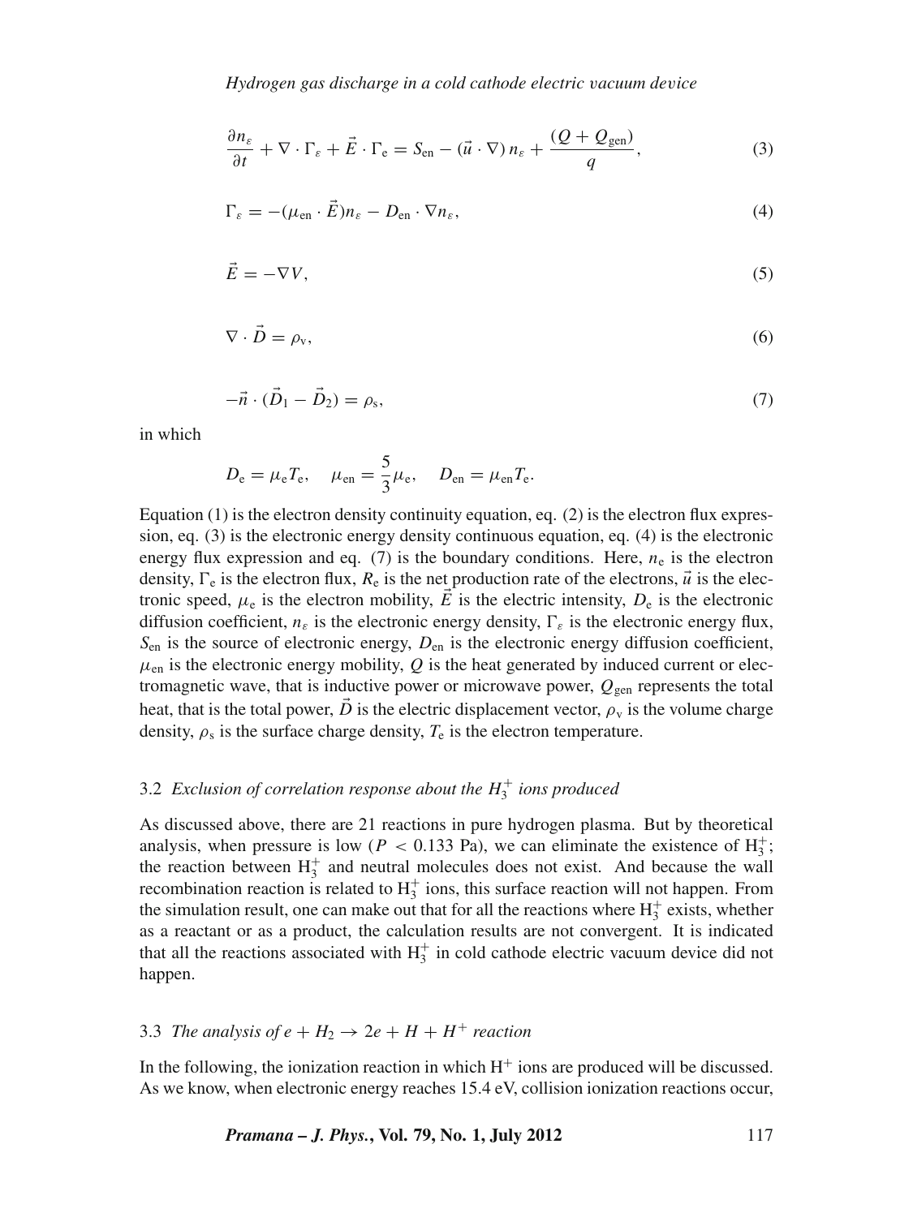$$\frac{\partial n_\varepsilon}{\partial t} + \nabla \cdot \Gamma_\varepsilon + \vec{E} \cdot \Gamma_e = S_{en} - (\vec{u} \cdot \nabla)\, n_\varepsilon + \frac{(Q + Q_{gen})}{q}, \tag{3}$$

$$\Gamma_\varepsilon = -(\mu_{en} \cdot \vec{E}) n_\varepsilon - D_{en} \cdot \nabla n_\varepsilon, \tag{4}$$

$$\vec{E} = -\nabla V, \tag{5}$$

$$\nabla \cdot \vec{D} = \rho_v, \tag{6}$$

$$-\vec{n} \cdot (\vec{D}_1 - \vec{D}_2) = \rho_s, \tag{7}$$

in which

$$D_e = \mu_e T_e, \quad \mu_{en} = \frac{5}{3}\mu_e, \quad D_{en} = \mu_{en} T_e.$$

Equation (1) is the electron density continuity equation, eq. (2) is the electron flux expression, eq. (3) is the electronic energy density continuous equation, eq. (4) is the electronic energy flux expression and eq. (7) is the boundary conditions. Here, $n_e$ is the electron density, $\Gamma_e$ is the electron flux, $R_e$ is the net production rate of the electrons, $\vec{u}$ is the electronic speed, $\mu_e$ is the electron mobility, $\vec{E}$ is the electric intensity, $D_e$ is the electronic diffusion coefficient, $n_\varepsilon$ is the electronic energy density, $\Gamma_\varepsilon$ is the electronic energy flux, $S_{en}$ is the source of electronic energy, $D_{en}$ is the electronic energy diffusion coefficient, $\mu_{en}$ is the electronic energy mobility, $Q$ is the heat generated by induced current or electromagnetic wave, that is inductive power or microwave power, $Q_{gen}$ represents the total heat, that is the total power, $\vec{D}$ is the electric displacement vector, $\rho_v$ is the volume charge density, $\rho_s$ is the surface charge density, $T_e$ is the electron temperature.

### 3.2 *Exclusion of correlation response about the $H_3^+$ ions produced*

As discussed above, there are 21 reactions in pure hydrogen plasma. But by theoretical analysis, when pressure is low ($P < 0.133$ Pa), we can eliminate the existence of $H_3^+$; the reaction between $H_3^+$ and neutral molecules does not exist. And because the wall recombination reaction is related to $H_3^+$ ions, this surface reaction will not happen. From the simulation result, one can make out that for all the reactions where $H_3^+$ exists, whether as a reactant or as a product, the calculation results are not convergent. It is indicated that all the reactions associated with $H_3^+$ in cold cathode electric vacuum device did not happen.

### 3.3 *The analysis of $e + H_2 \rightarrow 2e + H + H^+$ reaction*

In the following, the ionization reaction in which $H^+$ ions are produced will be discussed. As we know, when electronic energy reaches 15.4 eV, collision ionization reactions occur,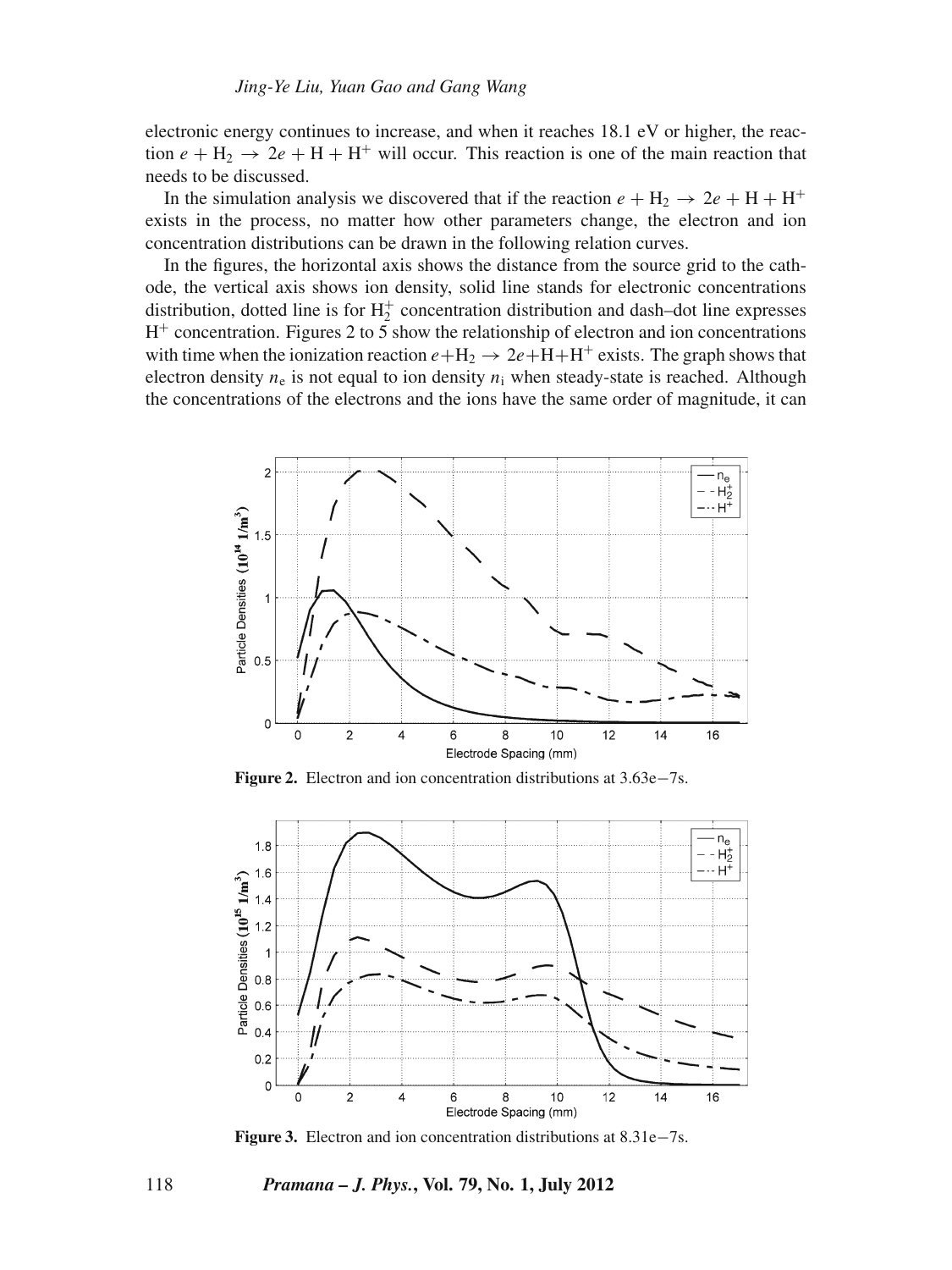electronic energy continues to increase, and when it reaches 18.1 eV or higher, the reaction $e + H_2 \rightarrow 2e + H + H^+$ will occur. This reaction is one of the main reaction that needs to be discussed.

In the simulation analysis we discovered that if the reaction $e + H_2 \rightarrow 2e + H + H^+$ exists in the process, no matter how other parameters change, the electron and ion concentration distributions can be drawn in the following relation curves.

In the figures, the horizontal axis shows the distance from the source grid to the cathode, the vertical axis shows ion density, solid line stands for electronic concentrations distribution, dotted line is for $H_2^+$ concentration distribution and dash–dot line expresses $H^+$ concentration. Figures 2 to 5 show the relationship of electron and ion concentrations with time when the ionization reaction $e+H_2 \rightarrow 2e+H+H^+$ exists. The graph shows that electron density $n_e$ is not equal to ion density $n_i$ when steady-state is reached. Although the concentrations of the electrons and the ions have the same order of magnitude, it can

**Figure 2.** Electron and ion concentration distributions at 3.63e−7s.

**Figure 3.** Electron and ion concentration distributions at 8.31e−7s.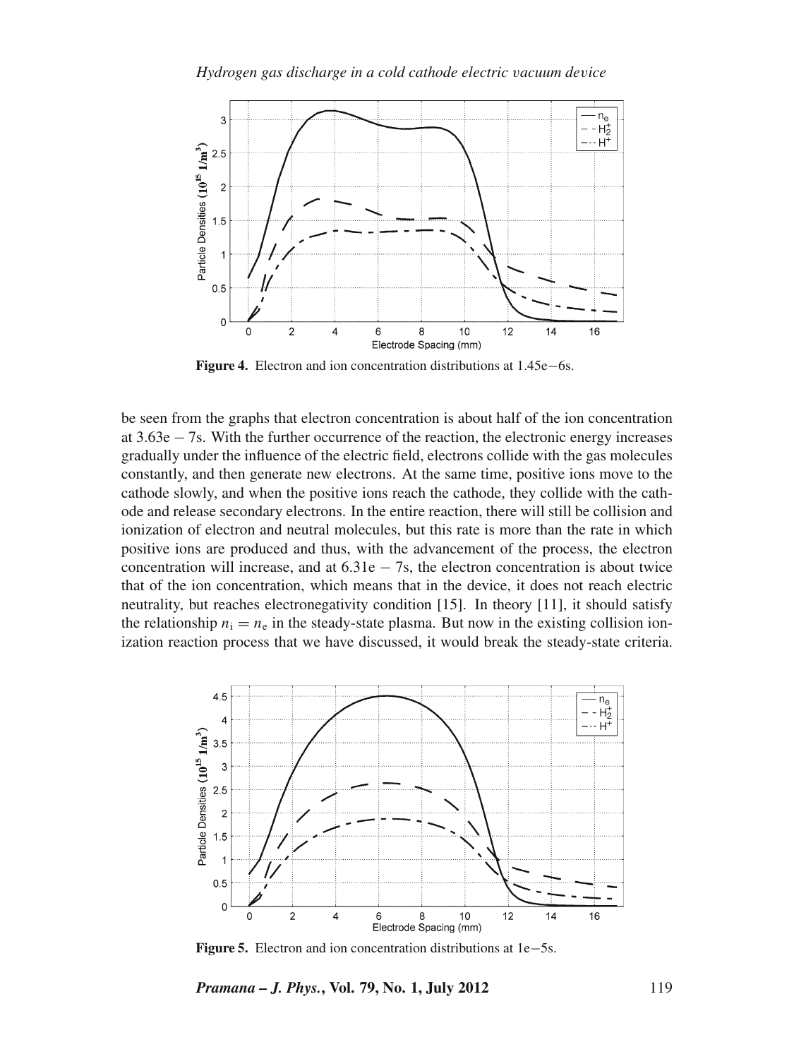Figure 4. Electron and ion concentration distributions at 1.45e−6s.

be seen from the graphs that electron concentration is about half of the ion concentration at 3.63e − 7s. With the further occurrence of the reaction, the electronic energy increases gradually under the influence of the electric field, electrons collide with the gas molecules constantly, and then generate new electrons. At the same time, positive ions move to the cathode slowly, and when the positive ions reach the cathode, they collide with the cathode and release secondary electrons. In the entire reaction, there will still be collision and ionization of electron and neutral molecules, but this rate is more than the rate in which positive ions are produced and thus, with the advancement of the process, the electron concentration will increase, and at 6.31e − 7s, the electron concentration is about twice that of the ion concentration, which means that in the device, it does not reach electric neutrality, but reaches electronegativity condition [15]. In theory [11], it should satisfy the relationship $n_i = n_e$ in the steady-state plasma. But now in the existing collision ionization reaction process that we have discussed, it would break the steady-state criteria.

Figure 5. Electron and ion concentration distributions at 1e−5s.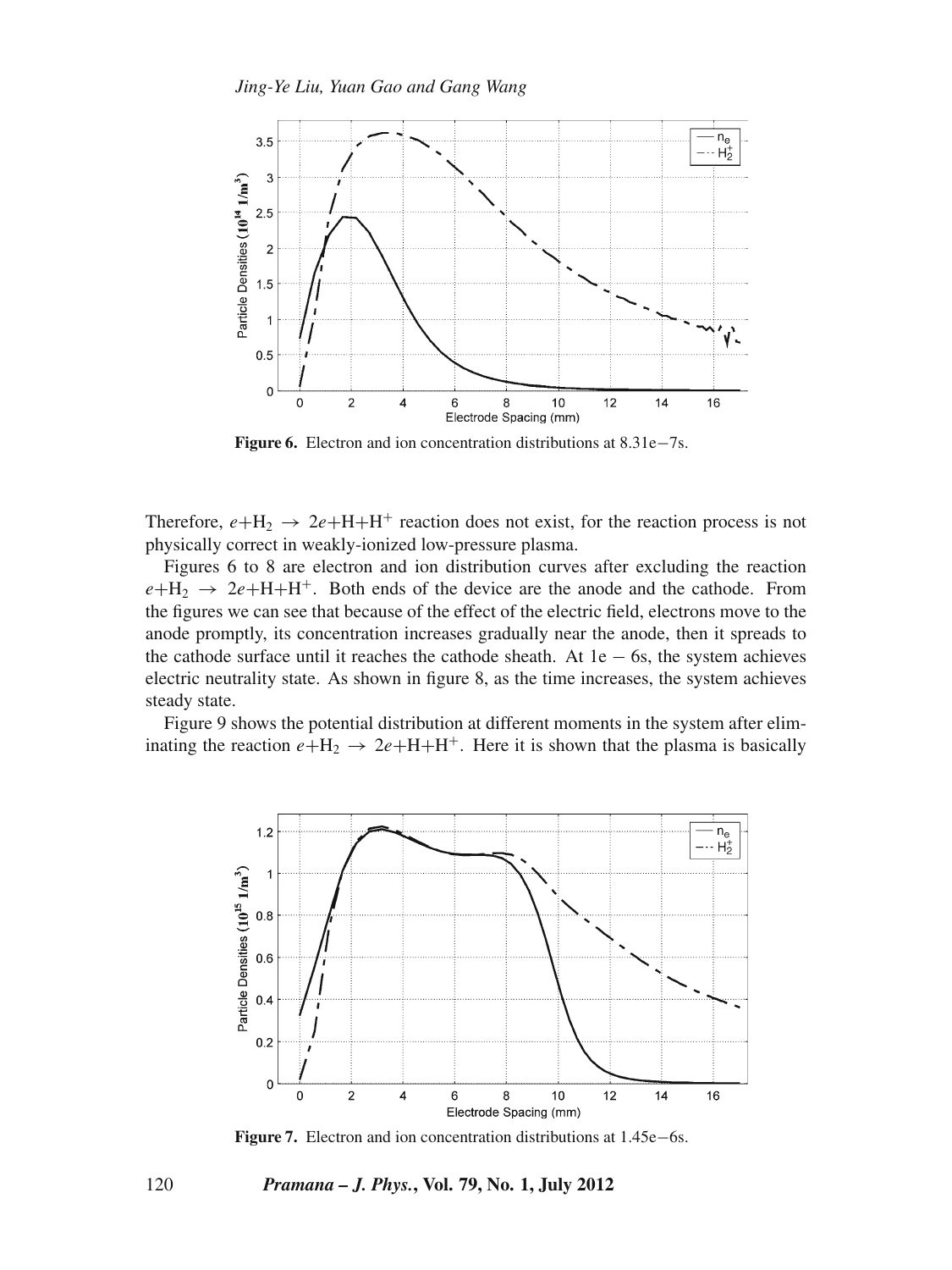Figure 6. Electron and ion concentration distributions at 8.31e−7s.

Therefore, $e + H_2 \rightarrow 2e + H + H^+$ reaction does not exist, for the reaction process is not physically correct in weakly-ionized low-pressure plasma.

Figures 6 to 8 are electron and ion distribution curves after excluding the reaction $e + H_2 \rightarrow 2e + H + H^+$. Both ends of the device are the anode and the cathode. From the figures we can see that because of the effect of the electric field, electrons move to the anode promptly, its concentration increases gradually near the anode, then it spreads to the cathode surface until it reaches the cathode sheath. At 1e − 6s, the system achieves electric neutrality state. As shown in figure 8, as the time increases, the system achieves steady state.

Figure 9 shows the potential distribution at different moments in the system after eliminating the reaction $e + H_2 \rightarrow 2e + H + H^+$. Here it is shown that the plasma is basically

Figure 7. Electron and ion concentration distributions at 1.45e−6s.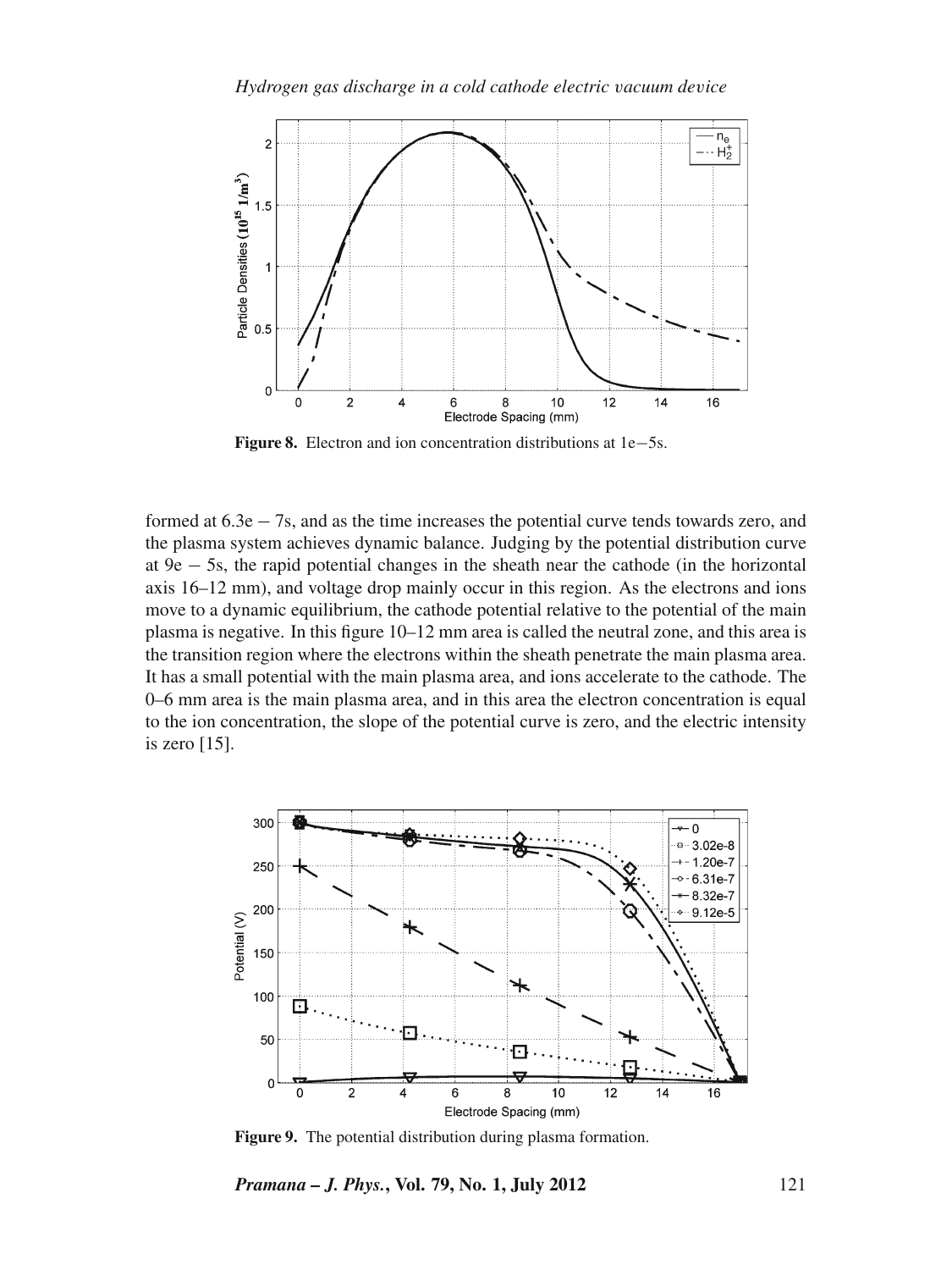Figure 8. Electron and ion concentration distributions at 1e−5s.

formed at 6.3e − 7s, and as the time increases the potential curve tends towards zero, and the plasma system achieves dynamic balance. Judging by the potential distribution curve at 9e − 5s, the rapid potential changes in the sheath near the cathode (in the horizontal axis 16–12 mm), and voltage drop mainly occur in this region. As the electrons and ions move to a dynamic equilibrium, the cathode potential relative to the potential of the main plasma is negative. In this figure 10–12 mm area is called the neutral zone, and this area is the transition region where the electrons within the sheath penetrate the main plasma area. It has a small potential with the main plasma area, and ions accelerate to the cathode. The 0–6 mm area is the main plasma area, and in this area the electron concentration is equal to the ion concentration, the slope of the potential curve is zero, and the electric intensity is zero [15].

Figure 9. The potential distribution during plasma formation.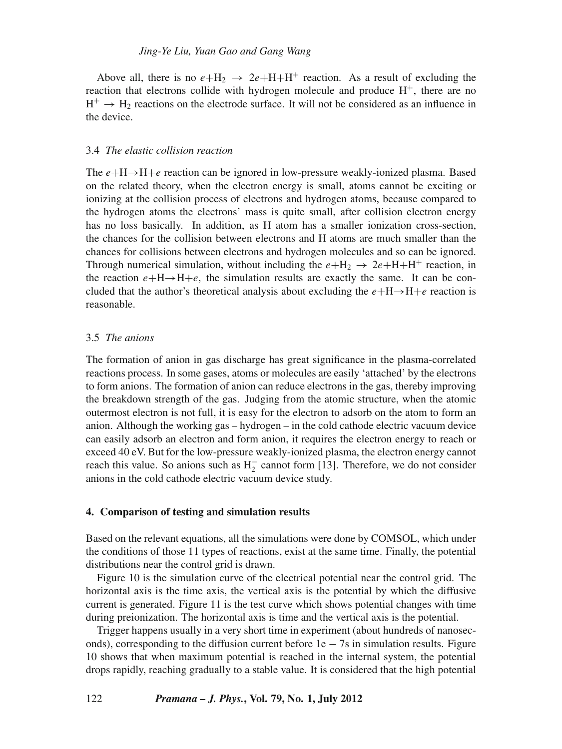Above all, there is no $e$+$H_2$ $\rightarrow$ 2$e$+H+$H^+$ reaction. As a result of excluding the reaction that electrons collide with hydrogen molecule and produce $H^+$, there are no $H^+ \rightarrow H_2$ reactions on the electrode surface. It will not be considered as an influence in the device.

### 3.4 *The elastic collision reaction*

The $e$+H$\rightarrow$H+$e$ reaction can be ignored in low-pressure weakly-ionized plasma. Based on the related theory, when the electron energy is small, atoms cannot be exciting or ionizing at the collision process of electrons and hydrogen atoms, because compared to the hydrogen atoms the electrons' mass is quite small, after collision electron energy has no loss basically. In addition, as H atom has a smaller ionization cross-section, the chances for the collision between electrons and H atoms are much smaller than the chances for collisions between electrons and hydrogen molecules and so can be ignored. Through numerical simulation, without including the $e$+$H_2$ $\rightarrow$ 2$e$+H+$H^+$ reaction, in the reaction $e$+H$\rightarrow$H+$e$, the simulation results are exactly the same. It can be concluded that the author's theoretical analysis about excluding the $e$+H$\rightarrow$H+$e$ reaction is reasonable.

### 3.5 *The anions*

The formation of anion in gas discharge has great significance in the plasma-correlated reactions process. In some gases, atoms or molecules are easily 'attached' by the electrons to form anions. The formation of anion can reduce electrons in the gas, thereby improving the breakdown strength of the gas. Judging from the atomic structure, when the atomic outermost electron is not full, it is easy for the electron to adsorb on the atom to form an anion. Although the working gas – hydrogen – in the cold cathode electric vacuum device can easily adsorb an electron and form anion, it requires the electron energy to reach or exceed 40 eV. But for the low-pressure weakly-ionized plasma, the electron energy cannot reach this value. So anions such as $H_2^-$ cannot form [13]. Therefore, we do not consider anions in the cold cathode electric vacuum device study.

## 4. Comparison of testing and simulation results

Based on the relevant equations, all the simulations were done by COMSOL, which under the conditions of those 11 types of reactions, exist at the same time. Finally, the potential distributions near the control grid is drawn.

Figure 10 is the simulation curve of the electrical potential near the control grid. The horizontal axis is the time axis, the vertical axis is the potential by which the diffusive current is generated. Figure 11 is the test curve which shows potential changes with time during preionization. The horizontal axis is time and the vertical axis is the potential.

Trigger happens usually in a very short time in experiment (about hundreds of nanoseconds), corresponding to the diffusion current before 1e − 7s in simulation results. Figure 10 shows that when maximum potential is reached in the internal system, the potential drops rapidly, reaching gradually to a stable value. It is considered that the high potential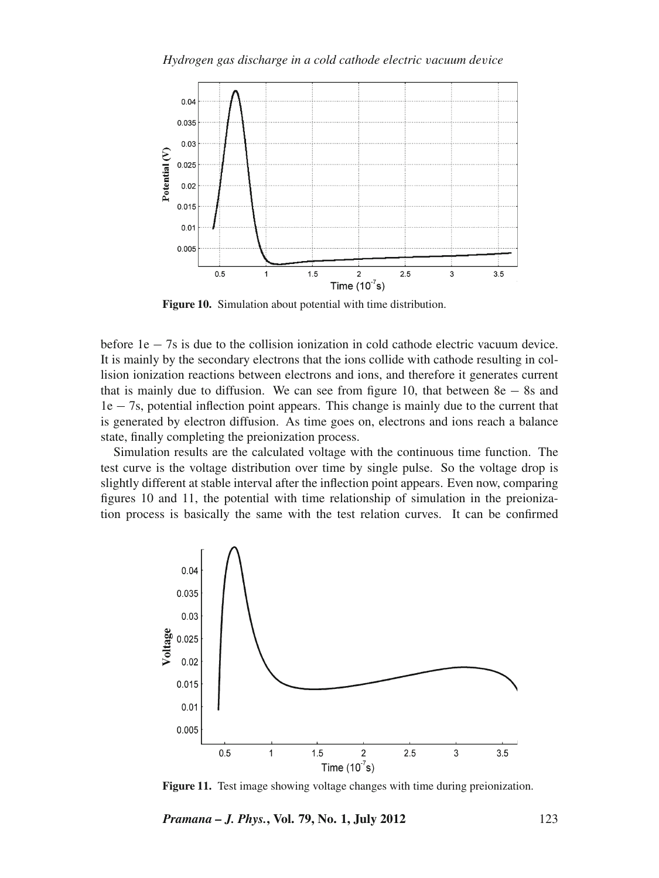Figure 10. Simulation about potential with time distribution.

before 1e − 7s is due to the collision ionization in cold cathode electric vacuum device. It is mainly by the secondary electrons that the ions collide with cathode resulting in collision ionization reactions between electrons and ions, and therefore it generates current that is mainly due to diffusion. We can see from figure 10, that between 8e − 8s and 1e − 7s, potential inflection point appears. This change is mainly due to the current that is generated by electron diffusion. As time goes on, electrons and ions reach a balance state, finally completing the preionization process.

Simulation results are the calculated voltage with the continuous time function. The test curve is the voltage distribution over time by single pulse. So the voltage drop is slightly different at stable interval after the inflection point appears. Even now, comparing figures 10 and 11, the potential with time relationship of simulation in the preionization process is basically the same with the test relation curves. It can be confirmed

Figure 11. Test image showing voltage changes with time during preionization.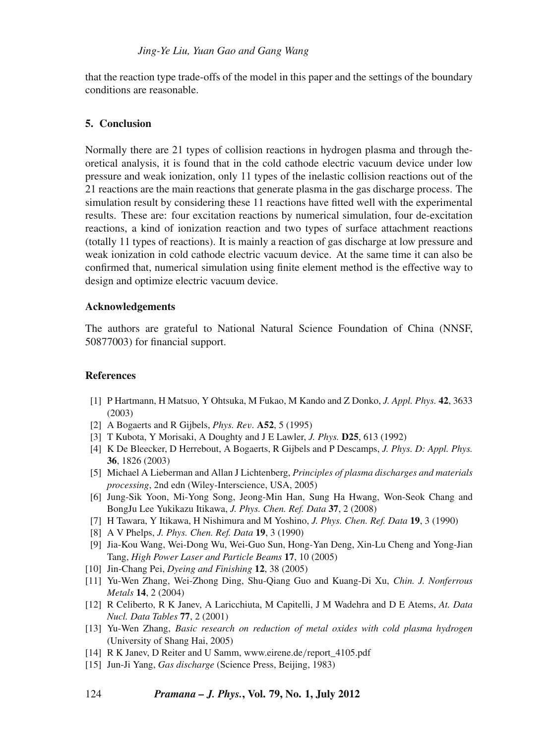that the reaction type trade-offs of the model in this paper and the settings of the boundary conditions are reasonable.

## 5. Conclusion

Normally there are 21 types of collision reactions in hydrogen plasma and through theoretical analysis, it is found that in the cold cathode electric vacuum device under low pressure and weak ionization, only 11 types of the inelastic collision reactions out of the 21 reactions are the main reactions that generate plasma in the gas discharge process. The simulation result by considering these 11 reactions have fitted well with the experimental results. These are: four excitation reactions by numerical simulation, four de-excitation reactions, a kind of ionization reaction and two types of surface attachment reactions (totally 11 types of reactions). It is mainly a reaction of gas discharge at low pressure and weak ionization in cold cathode electric vacuum device. At the same time it can also be confirmed that, numerical simulation using finite element method is the effective way to design and optimize electric vacuum device.

### Acknowledgements

The authors are grateful to National Natural Science Foundation of China (NNSF, 50877003) for financial support.

### References

[1] P Hartmann, H Matsuo, Y Ohtsuka, M Fukao, M Kando and Z Donko, *J. Appl. Phys.* **42**, 3633 (2003)

[2] A Bogaerts and R Gijbels, *Phys. Rev.* **A52**, 5 (1995)

[3] T Kubota, Y Morisaki, A Doughty and J E Lawler, *J. Phys.* **D25**, 613 (1992)

[4] K De Bleecker, D Herrebout, A Bogaerts, R Gijbels and P Descamps, *J. Phys. D: Appl. Phys.* **36**, 1826 (2003)

[5] Michael A Lieberman and Allan J Lichtenberg, *Principles of plasma discharges and materials processing*, 2nd edn (Wiley-Interscience, USA, 2005)

[6] Jung-Sik Yoon, Mi-Yong Song, Jeong-Min Han, Sung Ha Hwang, Won-Seok Chang and BongJu Lee Yukikazu Itikawa, *J. Phys. Chen. Ref. Data* **37**, 2 (2008)

[7] H Tawara, Y Itikawa, H Nishimura and M Yoshino, *J. Phys. Chen. Ref. Data* **19**, 3 (1990)

[8] A V Phelps, *J. Phys. Chen. Ref. Data* **19**, 3 (1990)

[9] Jia-Kou Wang, Wei-Dong Wu, Wei-Guo Sun, Hong-Yan Deng, Xin-Lu Cheng and Yong-Jian Tang, *High Power Laser and Particle Beams* **17**, 10 (2005)

[10] Jin-Chang Pei, *Dyeing and Finishing* **12**, 38 (2005)

[11] Yu-Wen Zhang, Wei-Zhong Ding, Shu-Qiang Guo and Kuang-Di Xu, *Chin. J. Nonferrous Metals* **14**, 2 (2004)

[12] R Celiberto, R K Janev, A Laricchiuta, M Capitelli, J M Wadehra and D E Atems, *At. Data Nucl. Data Tables* **77**, 2 (2001)

[13] Yu-Wen Zhang, *Basic research on reduction of metal oxides with cold plasma hydrogen* (University of Shang Hai, 2005)

[14] R K Janev, D Reiter and U Samm, www.eirene.de/report_4105.pdf

[15] Jun-Ji Yang, *Gas discharge* (Science Press, Beijing, 1983)